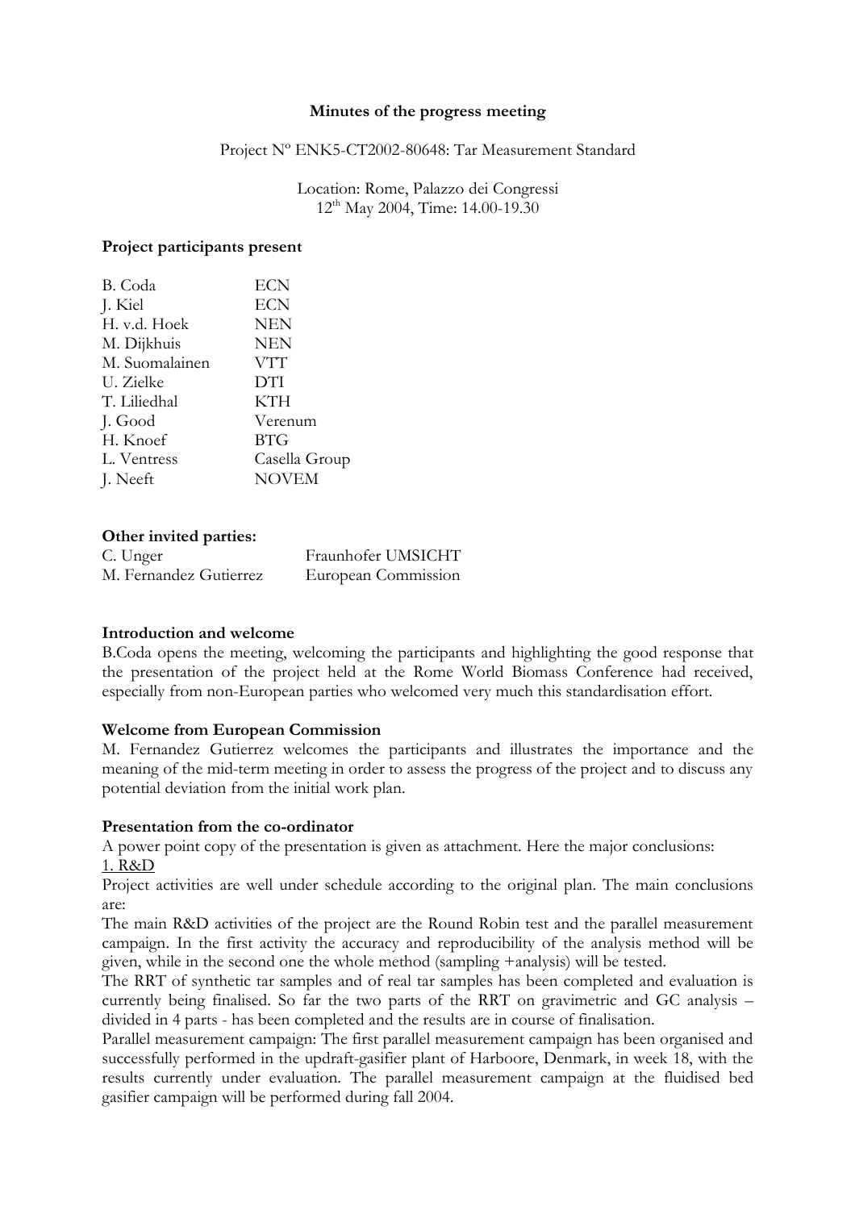**Minutes of the progress meeting**

Project Nº ENK5-CT2002-80648: Tar Measurement Standard

Location: Rome, Palazzo dei Congressi
12th May 2004, Time: 14.00-19.30

**Project participants present**

| | |
|---|---|
| B. Coda | ECN |
| J. Kiel | ECN |
| H. v.d. Hoek | NEN |
| M. Dijkhuis | NEN |
| M. Suomalainen | VTT |
| U. Zielke | DTI |
| T. Liliedhal | KTH |
| J. Good | Verenum |
| H. Knoef | BTG |
| L. Ventress | Casella Group |
| J. Neeft | NOVEM |

**Other invited parties:**

| | |
|---|---|
| C. Unger | Fraunhofer UMSICHT |
| M. Fernandez Gutierrez | European Commission |

**Introduction and welcome**

B.Coda opens the meeting, welcoming the participants and highlighting the good response that the presentation of the project held at the Rome World Biomass Conference had received, especially from non-European parties who welcomed very much this standardisation effort.

**Welcome from European Commission**

M. Fernandez Gutierrez welcomes the participants and illustrates the importance and the meaning of the mid-term meeting in order to assess the progress of the project and to discuss any potential deviation from the initial work plan.

**Presentation from the co-ordinator**

A power point copy of the presentation is given as attachment. Here the major conclusions:

1. R&D

Project activities are well under schedule according to the original plan. The main conclusions are:

The main R&D activities of the project are the Round Robin test and the parallel measurement campaign. In the first activity the accuracy and reproducibility of the analysis method will be given, while in the second one the whole method (sampling +analysis) will be tested.

The RRT of synthetic tar samples and of real tar samples has been completed and evaluation is currently being finalised. So far the two parts of the RRT on gravimetric and GC analysis – divided in 4 parts - has been completed and the results are in course of finalisation.

Parallel measurement campaign: The first parallel measurement campaign has been organised and successfully performed in the updraft-gasifier plant of Harboore, Denmark, in week 18, with the results currently under evaluation. The parallel measurement campaign at the fluidised bed gasifier campaign will be performed during fall 2004.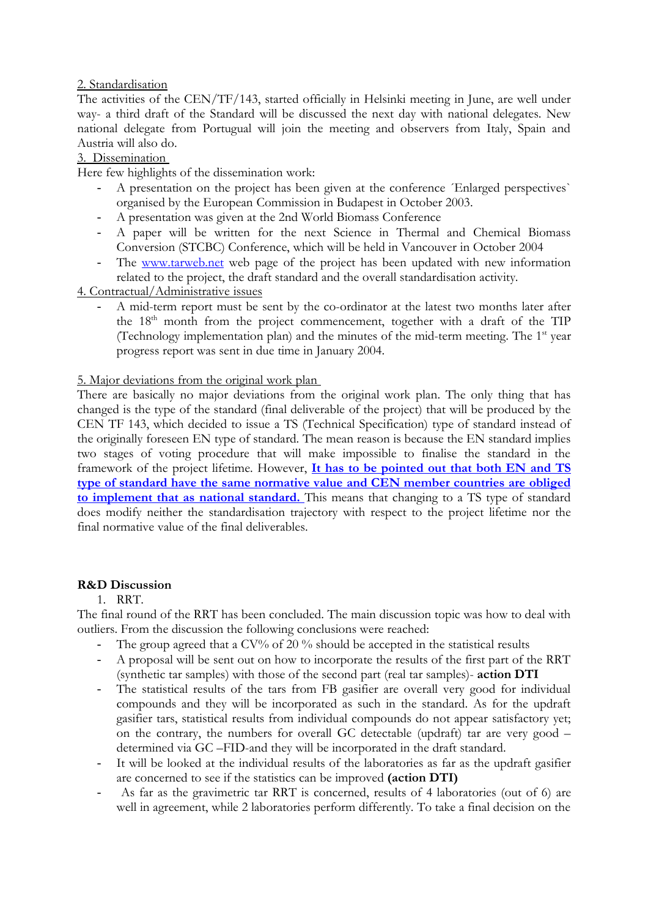2. Standardisation

The activities of the CEN/TF/143, started officially in Helsinki meeting in June, are well under way- a third draft of the Standard will be discussed the next day with national delegates. New national delegate from Portugal will join the meeting and observers from Italy, Spain and Austria will also do.

3. Dissemination

Here few highlights of the dissemination work:

- A presentation on the project has been given at the conference ´Enlarged perspectives` organised by the European Commission in Budapest in October 2003.
- A presentation was given at the 2nd World Biomass Conference
- A paper will be written for the next Science in Thermal and Chemical Biomass Conversion (STCBC) Conference, which will be held in Vancouver in October 2004
- The www.tarweb.net web page of the project has been updated with new information related to the project, the draft standard and the overall standardisation activity.

4. Contractual/Administrative issues

- A mid-term report must be sent by the co-ordinator at the latest two months later after the 18th month from the project commencement, together with a draft of the TIP (Technology implementation plan) and the minutes of the mid-term meeting. The 1st year progress report was sent in due time in January 2004.

5. Major deviations from the original work plan

There are basically no major deviations from the original work plan. The only thing that has changed is the type of the standard (final deliverable of the project) that will be produced by the CEN TF 143, which decided to issue a TS (Technical Specification) type of standard instead of the originally foreseen EN type of standard. The mean reason is because the EN standard implies two stages of voting procedure that will make impossible to finalise the standard in the framework of the project lifetime. However, **It has to be pointed out that both EN and TS type of standard have the same normative value and CEN member countries are obliged to implement that as national standard.** This means that changing to a TS type of standard does modify neither the standardisation trajectory with respect to the project lifetime nor the final normative value of the final deliverables.

**R&D Discussion**

1. RRT.

The final round of the RRT has been concluded. The main discussion topic was how to deal with outliers. From the discussion the following conclusions were reached:

- The group agreed that a CV% of 20 % should be accepted in the statistical results
- A proposal will be sent out on how to incorporate the results of the first part of the RRT (synthetic tar samples) with those of the second part (real tar samples)- **action DTI**
- The statistical results of the tars from FB gasifier are overall very good for individual compounds and they will be incorporated as such in the standard. As for the updraft gasifier tars, statistical results from individual compounds do not appear satisfactory yet; on the contrary, the numbers for overall GC detectable (updraft) tar are very good – determined via GC –FID-and they will be incorporated in the draft standard.
- It will be looked at the individual results of the laboratories as far as the updraft gasifier are concerned to see if the statistics can be improved **(action DTI)**
- As far as the gravimetric tar RRT is concerned, results of 4 laboratories (out of 6) are well in agreement, while 2 laboratories perform differently. To take a final decision on the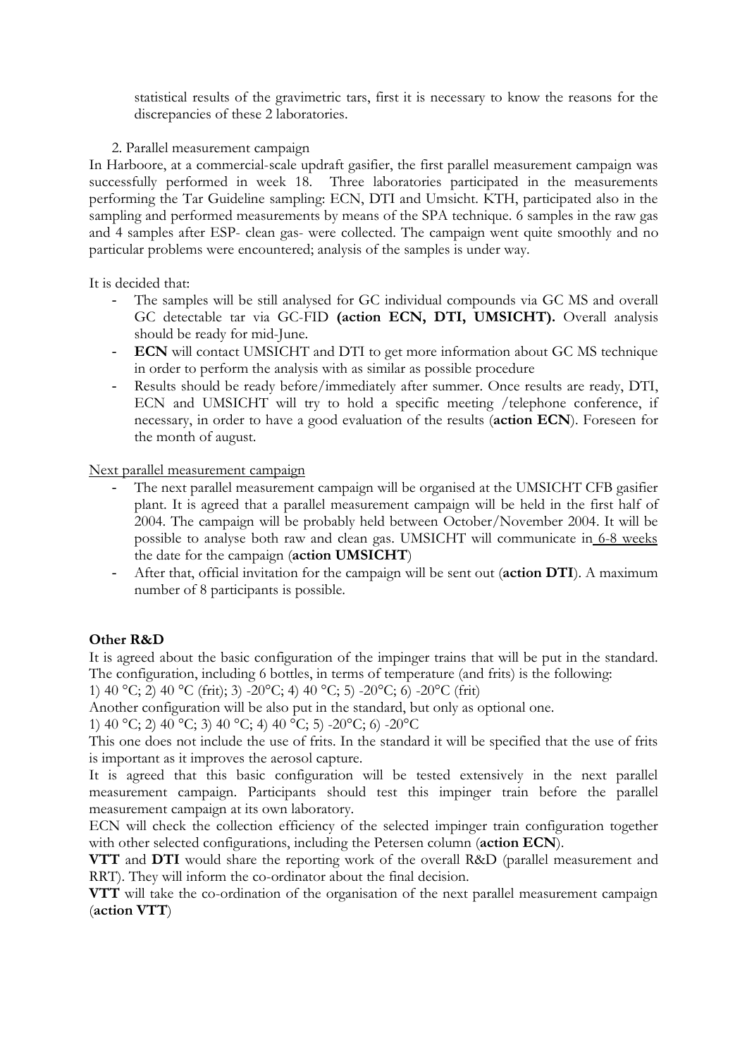statistical results of the gravimetric tars, first it is necessary to know the reasons for the discrepancies of these 2 laboratories.

2. Parallel measurement campaign

In Harboore, at a commercial-scale updraft gasifier, the first parallel measurement campaign was successfully performed in week 18. Three laboratories participated in the measurements performing the Tar Guideline sampling: ECN, DTI and Umsicht. KTH, participated also in the sampling and performed measurements by means of the SPA technique. 6 samples in the raw gas and 4 samples after ESP- clean gas- were collected. The campaign went quite smoothly and no particular problems were encountered; analysis of the samples is under way.

It is decided that:

- The samples will be still analysed for GC individual compounds via GC MS and overall GC detectable tar via GC-FID **(action ECN, DTI, UMSICHT).** Overall analysis should be ready for mid-June.
- **ECN** will contact UMSICHT and DTI to get more information about GC MS technique in order to perform the analysis with as similar as possible procedure
- Results should be ready before/immediately after summer. Once results are ready, DTI, ECN and UMSICHT will try to hold a specific meeting /telephone conference, if necessary, in order to have a good evaluation of the results (**action ECN**). Foreseen for the month of august.

<u>Next parallel measurement campaign</u>

- The next parallel measurement campaign will be organised at the UMSICHT CFB gasifier plant. It is agreed that a parallel measurement campaign will be held in the first half of 2004. The campaign will be probably held between October/November 2004. It will be possible to analyse both raw and clean gas. UMSICHT will communicate in <u>6-8 weeks</u> the date for the campaign (**action UMSICHT**)
- After that, official invitation for the campaign will be sent out (**action DTI**). A maximum number of 8 participants is possible.

**Other R&D**

It is agreed about the basic configuration of the impinger trains that will be put in the standard. The configuration, including 6 bottles, in terms of temperature (and frits) is the following:

1) 40 °C; 2) 40 °C (frit); 3) -20°C; 4) 40 °C; 5) -20°C; 6) -20°C (frit)

Another configuration will be also put in the standard, but only as optional one.

1) 40 °C; 2) 40 °C; 3) 40 °C; 4) 40 °C; 5) -20°C; 6) -20°C

This one does not include the use of frits. In the standard it will be specified that the use of frits is important as it improves the aerosol capture.

It is agreed that this basic configuration will be tested extensively in the next parallel measurement campaign. Participants should test this impinger train before the parallel measurement campaign at its own laboratory.

ECN will check the collection efficiency of the selected impinger train configuration together with other selected configurations, including the Petersen column (**action ECN**).

**VTT** and **DTI** would share the reporting work of the overall R&D (parallel measurement and RRT). They will inform the co-ordinator about the final decision.

**VTT** will take the co-ordination of the organisation of the next parallel measurement campaign (**action VTT**)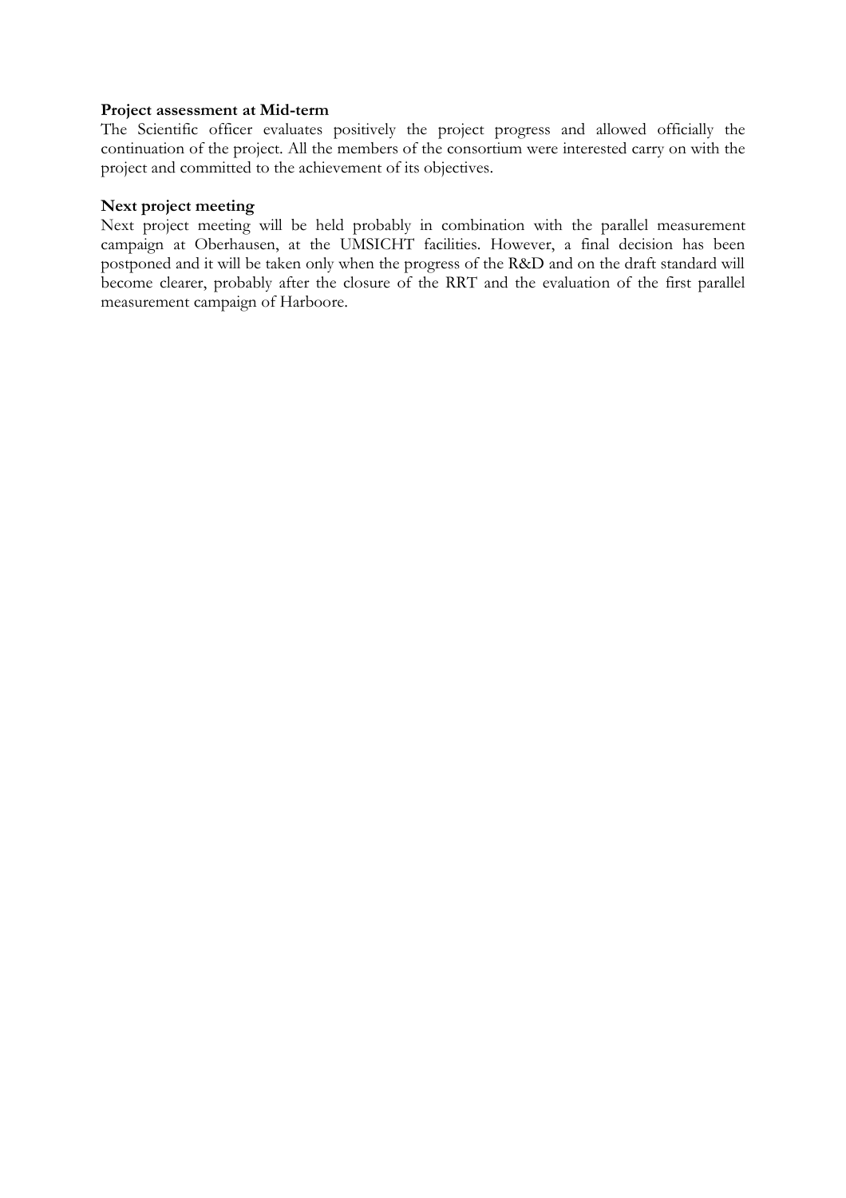**Project assessment at Mid-term**

The Scientific officer evaluates positively the project progress and allowed officially the continuation of the project. All the members of the consortium were interested carry on with the project and committed to the achievement of its objectives.

**Next project meeting**

Next project meeting will be held probably in combination with the parallel measurement campaign at Oberhausen, at the UMSICHT facilities. However, a final decision has been postponed and it will be taken only when the progress of the R&D and on the draft standard will become clearer, probably after the closure of the RRT and the evaluation of the first parallel measurement campaign of Harboore.